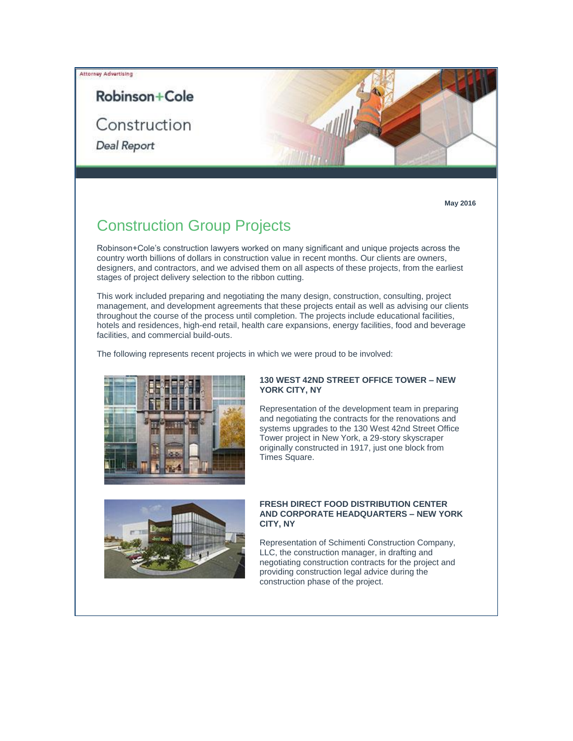Attorney Advertising

Robinson+Cole

Construction

*Deal Report*

**May 2016**

# Construction Group Projects

Robinson+Cole's construction lawyers worked on many significant and unique projects across the country worth billions of dollars in construction value in recent months. Our clients are owners, designers, and contractors, and we advised them on all aspects of these projects, from the earliest stages of project delivery selection to the ribbon cutting.

This work included preparing and negotiating the many design, construction, consulting, project management, and development agreements that these projects entail as well as advising our clients throughout the course of the process until completion. The projects include educational facilities, hotels and residences, high-end retail, health care expansions, energy facilities, food and beverage facilities, and commercial build-outs.

The following represents recent projects in which we were proud to be involved:

**130 WEST 42ND STREET OFFICE TOWER – NEW YORK CITY, NY**

Representation of the development team in preparing and negotiating the contracts for the renovations and systems upgrades to the 130 West 42nd Street Office Tower project in New York, a 29-story skyscraper originally constructed in 1917, just one block from Times Square.

**FRESH DIRECT FOOD DISTRIBUTION CENTER AND CORPORATE HEADQUARTERS – NEW YORK CITY, NY**

Representation of Schimenti Construction Company, LLC, the construction manager, in drafting and negotiating construction contracts for the project and providing construction legal advice during the construction phase of the project.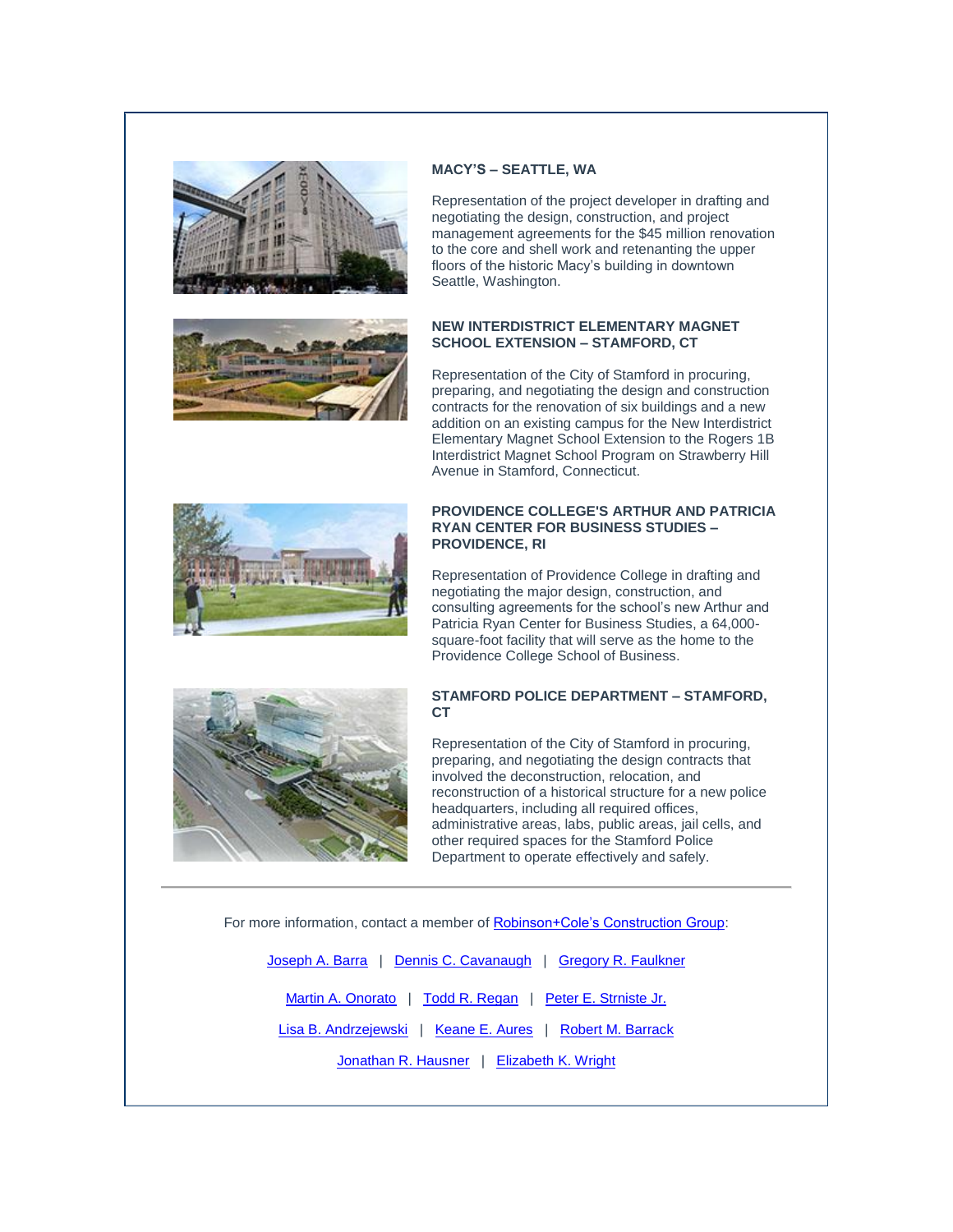### MACY'S – SEATTLE, WA

Representation of the project developer in drafting and negotiating the design, construction, and project management agreements for the $45 million renovation to the core and shell work and retenanting the upper floors of the historic Macy's building in downtown Seattle, Washington.

### NEW INTERDISTRICT ELEMENTARY MAGNET SCHOOL EXTENSION – STAMFORD, CT

Representation of the City of Stamford in procuring, preparing, and negotiating the design and construction contracts for the renovation of six buildings and a new addition on an existing campus for the New Interdistrict Elementary Magnet School Extension to the Rogers 1B Interdistrict Magnet School Program on Strawberry Hill Avenue in Stamford, Connecticut.

### PROVIDENCE COLLEGE'S ARTHUR AND PATRICIA RYAN CENTER FOR BUSINESS STUDIES – PROVIDENCE, RI

Representation of Providence College in drafting and negotiating the major design, construction, and consulting agreements for the school's new Arthur and Patricia Ryan Center for Business Studies, a 64,000-square-foot facility that will serve as the home to the Providence College School of Business.

### STAMFORD POLICE DEPARTMENT – STAMFORD, CT

Representation of the City of Stamford in procuring, preparing, and negotiating the design contracts that involved the deconstruction, relocation, and reconstruction of a historical structure for a new police headquarters, including all required offices, administrative areas, labs, public areas, jail cells, and other required spaces for the Stamford Police Department to operate effectively and safely.

---

For more information, contact a member of Robinson+Cole's Construction Group:

Joseph A. Barra | Dennis C. Cavanaugh | Gregory R. Faulkner

Martin A. Onorato | Todd R. Regan | Peter E. Strniste Jr.

Lisa B. Andrzejewski | Keane E. Aures | Robert M. Barrack

Jonathan R. Hausner | Elizabeth K. Wright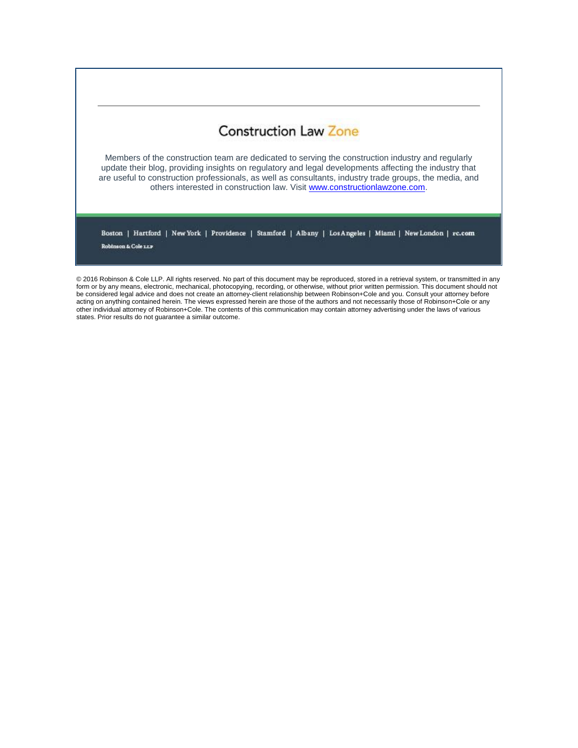## Construction Law Zone

Members of the construction team are dedicated to serving the construction industry and regularly update their blog, providing insights on regulatory and legal developments affecting the industry that are useful to construction professionals, as well as consultants, industry trade groups, the media, and others interested in construction law. Visit [www.constructionlawzone.com](http://www.constructionlawzone.com).

Boston | Hartford | New York | Providence | Stamford | Albany | Los Angeles | Miami | New London | rc.com

Robinson & Cole LLP

© 2016 Robinson & Cole LLP. All rights reserved. No part of this document may be reproduced, stored in a retrieval system, or transmitted in any form or by any means, electronic, mechanical, photocopying, recording, or otherwise, without prior written permission. This document should not be considered legal advice and does not create an attorney-client relationship between Robinson+Cole and you. Consult your attorney before acting on anything contained herein. The views expressed herein are those of the authors and not necessarily those of Robinson+Cole or any other individual attorney of Robinson+Cole. The contents of this communication may contain attorney advertising under the laws of various states. Prior results do not guarantee a similar outcome.